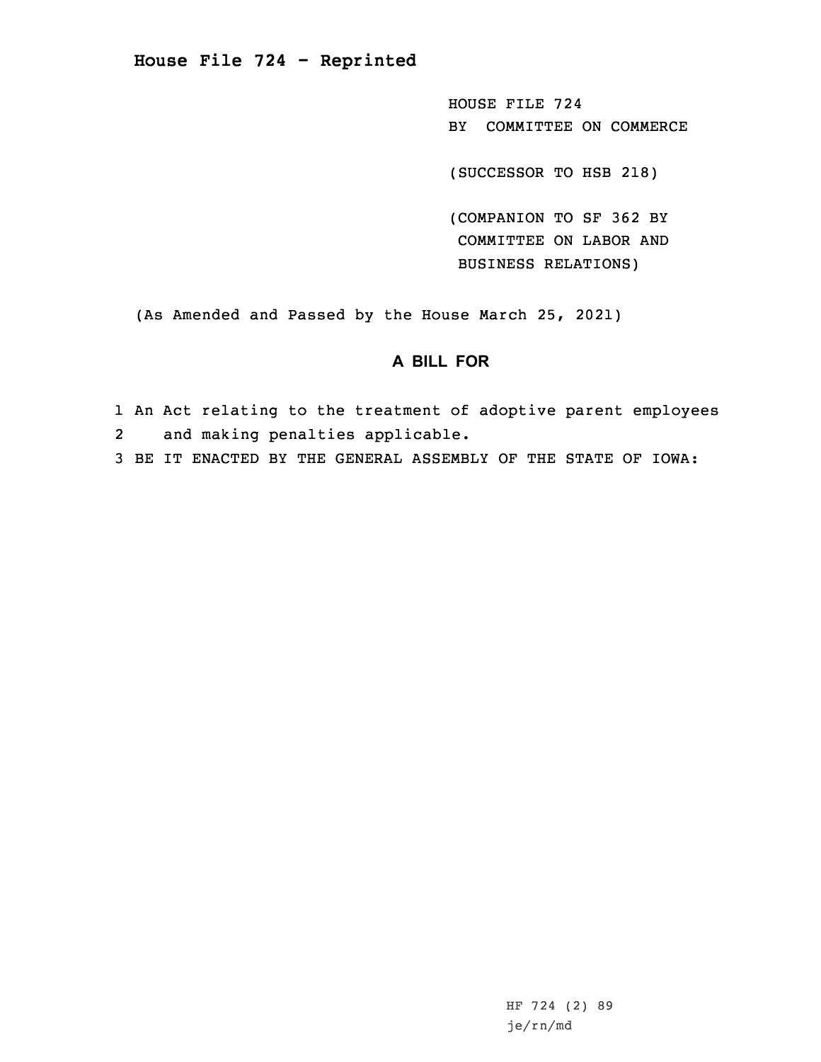# House File 724 - Reprinted

HOUSE FILE 724
BY COMMITTEE ON COMMERCE

(SUCCESSOR TO HSB 218)

(COMPANION TO SF 362 BY COMMITTEE ON LABOR AND BUSINESS RELATIONS)

(As Amended and Passed by the House March 25, 2021)

## A BILL FOR

1 An Act relating to the treatment of adoptive parent employees
2 and making penalties applicable.
3 BE IT ENACTED BY THE GENERAL ASSEMBLY OF THE STATE OF IOWA:

HF 724 (2) 89
je/rn/md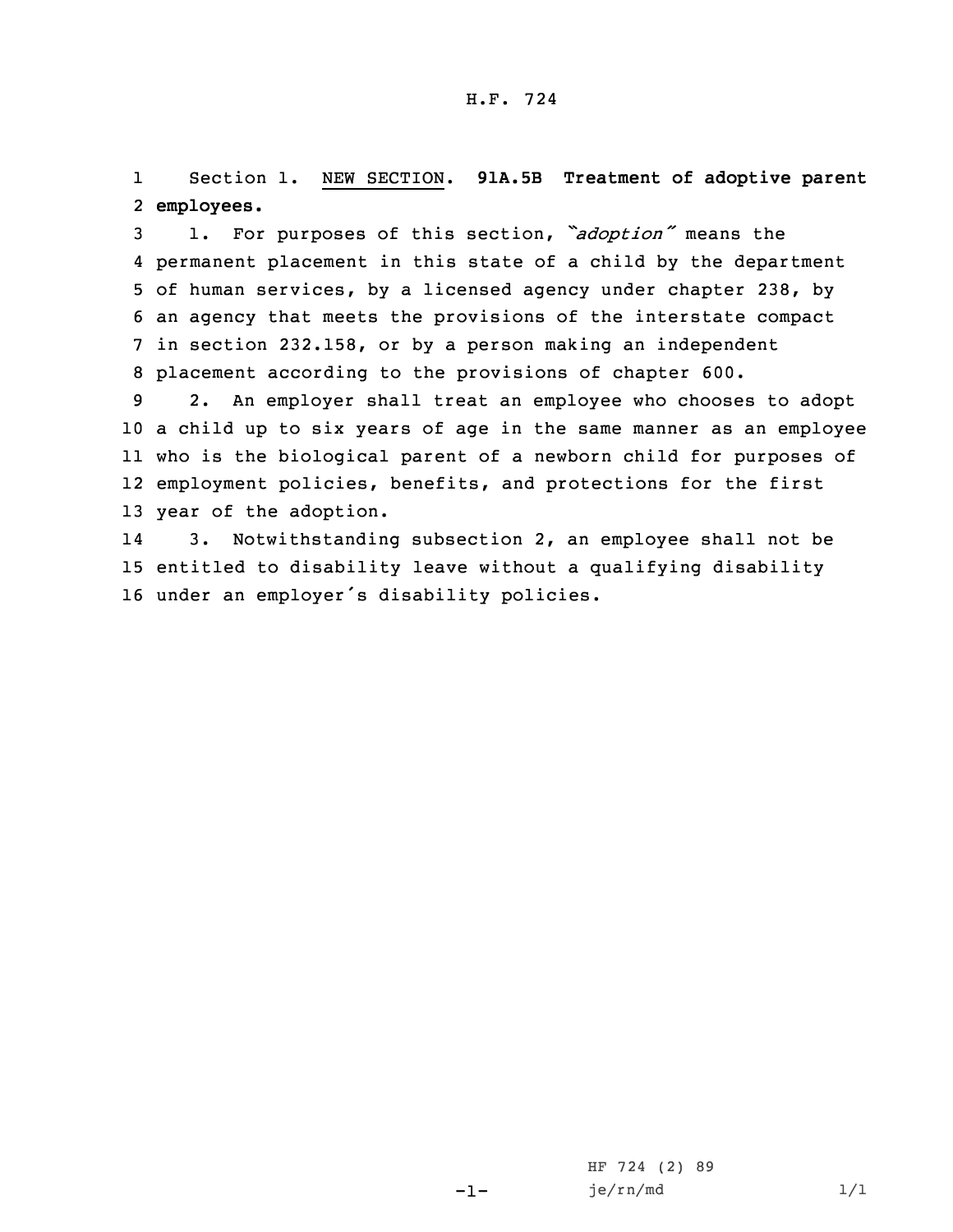Section 1. NEW SECTION. **91A.5B Treatment of adoptive parent employees.**

1. For purposes of this section, *"adoption"* means the permanent placement in this state of a child by the department of human services, by a licensed agency under chapter 238, by an agency that meets the provisions of the interstate compact in section 232.158, or by a person making an independent placement according to the provisions of chapter 600.

2. An employer shall treat an employee who chooses to adopt a child up to six years of age in the same manner as an employee who is the biological parent of a newborn child for purposes of employment policies, benefits, and protections for the first year of the adoption.

3. Notwithstanding subsection 2, an employee shall not be entitled to disability leave without a qualifying disability under an employer's disability policies.